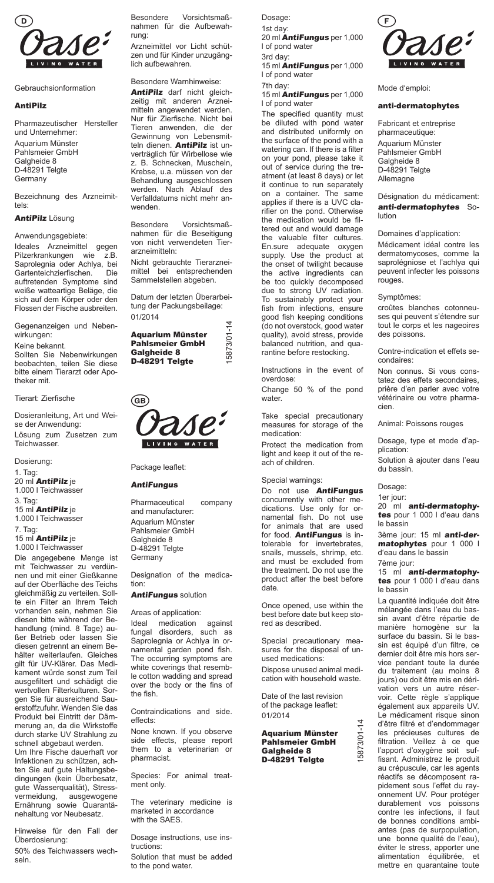D

Oase LIVING WATER

Gebrauchsinformation

## AntiPilz

Pharmazeutischer Hersteller und Unternehmer:

Aquarium Münster
Pahlsmeier GmbH
Galgheide 8
D-48291 Telgte
Germany

Bezeichnung des Arzneimittels:

***AntiPilz*** Lösung

Anwendungsgebiete:

Ideales Arzneimittel gegen Pilzerkrankungen wie z.B. Saprolegnia oder Achlya, bei Gartenteichzierfischen. Die auftretenden Symptome sind weiße watteartige Beläge, die sich auf dem Körper oder den Flossen der Fische ausbreiten.

Gegenanzeigen und Nebenwirkungen:

Keine bekannt.
Sollten Sie Nebenwirkungen beobachten, teilen Sie diese bitte einem Tierarzt oder Apotheker mit.

Tierart: Zierfische

Dosieranleitung, Art und Weise der Anwendung:

Lösung zum Zusetzen zum Teichwasser.

Dosierung:

1. Tag:
20 ml ***AntiPilz*** je 1.000 l Teichwasser
3. Tag:
15 ml ***AntiPilz*** je 1.000 l Teichwasser
7. Tag:
15 ml ***AntiPilz*** je 1.000 l Teichwasser

Die angegebene Menge ist mit Teichwasser zu verdünnen und mit einer Gießkanne auf der Oberfläche des Teichs gleichmäßig zu verteilen. Sollte ein Filter an Ihrem Teich vorhanden sein, nehmen Sie diesen bitte während der Behandlung (mind. 8 Tage) außer Betrieb oder lassen Sie diesen getrennt an einem Behälter weiterlaufen. Gleiches gilt für UV-Klärer. Das Medikament würde sonst zum Teil ausgefiltert und schädigt die wertvollen Filterkulturen. Sorgen Sie für ausreichend Sauerstoffzufuhr. Wenden Sie das Produkt bei Eintritt der Dämmerung an, da die Wirkstoffe durch starke UV Strahlung zu schnell abgebaut werden.
Um Ihre Fische dauerhaft vor Infektionen zu schützen, achten Sie auf gute Haltungsbedingungen (kein Überbesatz, gute Wasserqualität), Stressvermeidung, ausgewogene Ernährung sowie Quarantänehaltung vor Neubesatz.

Hinweise für den Fall der Überdosierung:

50% des Teichwassers wechseln.

Besondere Vorsichtsmaßnahmen für die Aufbewahrung:

Arzneimittel vor Licht schützen und für Kinder unzugänglich aufbewahren.

Besondere Warnhinweise:

***AntiPilz*** darf nicht gleichzeitig mit anderen Arzneimitteln angewendet werden. Nur für Zierfische. Nicht bei Tieren anwenden, die der Gewinnung von Lebensmitteln dienen. ***AntiPilz*** ist unverträglich für Wirbellose wie z. B. Schnecken, Muscheln, Krebse, u.a. müssen von der Behandlung ausgeschlossen werden. Nach Ablauf des Verfalldatums nicht mehr anwenden.

Besondere Vorsichtsmaßnahmen für die Beseitigung von nicht verwendeten Tierarzneimitteln:

Nicht gebrauchte Tierarzneimittel bei entsprechenden Sammelstellen abgeben.

Datum der letzten Überarbeitung der Packungsbeilage: 01/2014

**Aquarium Münster
Pahlsmeier GmbH
Galgheide 8
D-48291 Telgte**

15873/01-14

GB

Oase LIVING WATER

Package leaflet:

## AntiFungus

Pharmaceutical company and manufacturer:

Aquarium Münster
Pahlsmeier GmbH
Galgheide 8
D-48291 Telgte
Germany

Designation of the medication:

***AntiFungus*** solution

Areas of application:

Ideal medication against fungal disorders, such as Saprolegnia or Achlya in ornamental garden pond fish. The occurring symptoms are white coverings that resemble cotton wadding and spread over the body or the fins of the fish.

Contraindications and side. effects:

None known. If you observe side effects, please report them to a veterinarian or pharmacist.

Species: For animal treatment only.

The veterinary medicine is marketed in accordance with the SAES.

Dosage instructions, use instructions:

Solution that must be added to the pond water.

Dosage:

1st day:
20 ml ***AntiFungus*** per 1,000 l of pond water
3rd day:
15 ml ***AntiFungus*** per 1,000 l of pond water
7th day:
15 ml ***AntiFungus*** per 1,000 l of pond water

The specified quantity must be diluted with pond water and distributed uniformly on the surface of the pond with a watering can. If there is a filter on your pond, please take it out of service during the treatment (at least 8 days) or let it continue to run separately on a container. The same applies if there is a UVC clarifier on the pond. Otherwise the medication would be filtered out and would damage the valuable filter cultures. En.sure adequate oxygen supply. Use the product at the onset of twilight because the active ingredients can be too quickly decomposed due to strong UV radiation. To sustainably protect your fish from infections, ensure good fish keeping conditions (do not overstock, good water quality), avoid stress, provide balanced nutrition, and quarantine before restocking.

Instructions in the event of overdose:

Change 50 % of the pond water.

Take special precautionary measures for storage of the medication:

Protect the medication from light and keep it out of the reach of children.

Special warnings:

Do not use ***AntiFungus*** concurrently with other medications. Use only for ornamental fish. Do not use for animals that are used for food. ***AntiFungus*** is intolerable for invertebrates, snails, mussels, shrimp, etc. and must be excluded from the treatment. Do not use the product after the best before date.

Once opened, use within the best before date but keep stored as described.

Special precautionary measures for the disposal of unused medications:

Dispose unused animal medication with household waste.

Date of the last revision of the package leaflet: 01/2014

**Aquarium Münster
Pahlsmeier GmbH
Galgheide 8
D-48291 Telgte**

15873/01-14

F

Oase LIVING WATER

Mode d'emploi:

## anti-dermatophytes

Fabricant et entreprise pharmaceutique:

Aquarium Münster
Pahlsmeier GmbH
Galgheide 8
D-48291 Telgte
Allemagne

Désignation du médicament:

***anti-dermatophytes*** Solution

Domaines d'application:

Médicament idéal contre les dermatomycoses, comme la saprolégniose et l'achlya qui peuvent infecter les poissons rouges.

Symptômes:

croûtes blanches cotonneuses qui peuvent s'étendre sur tout le corps et les nageoires des poissons.

Contre-indication et effets secondaires:

Non connus. Si vous constatez des effets secondaires, prière d'en parler avec votre vétérinaire ou votre pharmacien.

Animal: Poissons rouges

Dosage, type et mode d'application:

Solution à ajouter dans l'eau du bassin.

Dosage:

1er jour:
20 ml ***anti-dermatophytes*** pour 1 000 l d'eau dans le bassin
3ème jour: 15 ml ***anti-dermatophytes*** pour 1 000 l d'eau dans le bassin
7ème jour:
15 ml ***anti-dermatophytes*** pour 1 000 l d'eau dans le bassin

La quantité indiquée doit être mélangée dans l'eau du bassin avant d'être répartie de manière homogène sur la surface du bassin. Si le bassin est équipé d'un filtre, ce dernier doit être mis hors service pendant toute la durée du traitement (au moins 8 jours) ou doit être mis en dérivation vers un autre réservoir. Cette règle s'applique également aux appareils UV. Le médicament risque sinon d'être filtré et d'endommager les précieuses cultures de filtration. Veillez à ce que l'apport d'oxygène soit suffisant. Administrez le produit au crépuscule, car les agents réactifs se décomposent rapidement sous l'effet du rayonnement UV. Pour protéger durablement vos poissons contre les infections, il faut de bonnes conditions ambiantes (pas de surpopulation, une bonne qualité de l'eau), éviter le stress, apporter une alimentation équilibrée, et mettre en quarantaine toute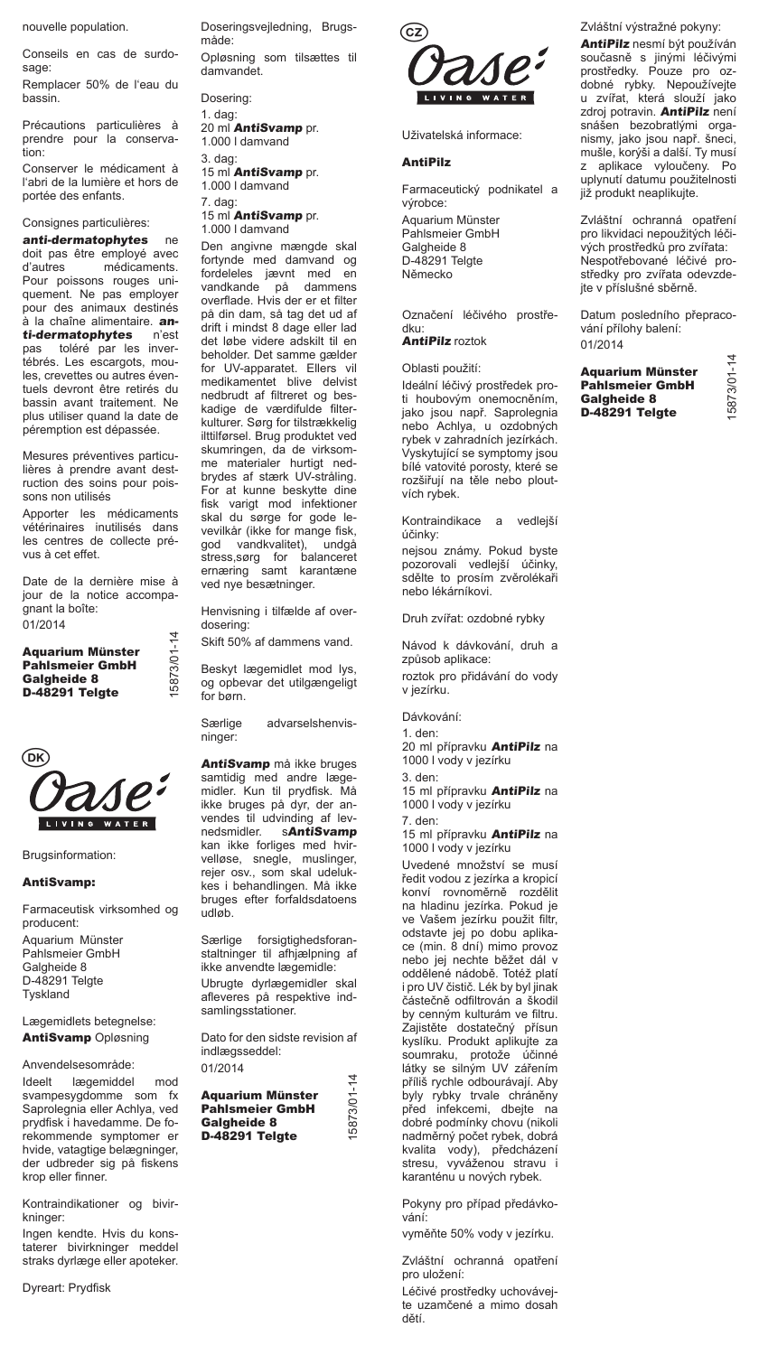nouvelle population.

Conseils en cas de surdosage:

Remplacer 50% de l'eau du bassin.

Précautions particulières à prendre pour la conservation:

Conserver le médicament à l'abri de la lumière et hors de portée des enfants.

Consignes particulières:

***anti-dermatophytes*** ne doit pas être employé avec d'autres médicaments. Pour poissons rouges uniquement. Ne pas employer pour des animaux destinés à la chaîne alimentaire. ***anti-dermatophytes*** n'est pas toléré par les invertébrés. Les escargots, moules, crevettes ou autres éventuels devront être retirés du bassin avant traitement. Ne plus utiliser quand la date de péremption est dépassée.

Mesures préventives particulières à prendre avant destruction des soins pour poissons non utilisés

Apporter les médicaments vétérinaires inutilisés dans les centres de collecte prévus à cet effet.

Date de la dernière mise à jour de la notice accompagnant la boîte:
01/2014

**Aquarium Münster Pahlsmeier GmbH**
**Galgheide 8**
**D-48291 Telgte**

15873/01-14

DK

Oase LIVING WATER

Brugsinformation:

**AntiSvamp:**

Farmaceutisk virksomhed og producent:
Aquarium Münster
Pahlsmeier GmbH
Galgheide 8
D-48291 Telgte
Tyskland

Lægemidlets betegnelse:
**AntiSvamp** Opløsning

Anvendelsesområde:
Ideelt lægemiddel mod svampesygdomme som fx Saprolegnia eller Achlya, ved prydfisk i havedamme. De forekommende symptomer er hvide, vatagtige belægninger, der udbreder sig på fiskens krop eller finner.

Kontraindikationer og bivirkninger:
Ingen kendte. Hvis du konstaterer bivirkninger meddel straks dyrlæge eller apoteker.

Dyreart: Prydfisk

Doseringsvejledning, Brugsmåde:
Opløsning som tilsættes til damvandet.

Dosering:
1. dag:
20 ml ***AntiSvamp*** pr. 1.000 l damvand
3. dag:
15 ml ***AntiSvamp*** pr. 1.000 l damvand
7. dag:
15 ml ***AntiSvamp*** pr. 1.000 l damvand

Den angivne mængde skal fortyndet med damvand og fordeleles jævnt med en vandkande på dammens overflade. Hvis der er et filter på din dam, så tag det ud af drift i mindst 8 dage eller lad det løbe videre adskilt til en beholder. Det samme gælder for UV-apparatet. Ellers vil medikamentet blive delvist nedbrudt af filtret og beskadige de værdifulde filterkulturer. Sørg for tilstrækkelig iltilførsel. Brug produktet ved skumringen, da de virksomme materialer hurtigt nedbrydes af stærk UV-stråling. For at kunne beskytte dine fisk varigt mod infektioner skal du sørge for gode levevilkår (ikke for mange fisk, god vandkvalitet), undgå stress,sørg for balanceret ernæring samt karantæne ved nye besætninger.

Henvisning i tilfælde af overdosering:
Skift 50% af dammens vand.

Beskyt lægemidlet mod lys, og opbevar det utilgængeligt for børn.

Særlige advarselshenvisninger:

***AntiSvamp*** må ikke bruges samtidig med andre lægemidler. Kun til prydfisk. Må ikke bruges på dyr, der anvendes til udvinding af levnedsmidler. s***AntiSvamp*** kan ikke forliges med hvirvelløse, snegle, muslinger, rejer osv., som skal udelukkes i behandlingen. Må ikke bruges efter forfaldsdatoens udløb.

Særlige forsigtighedsforanstaltninger til afhjælpning af ikke anvendte lægemidle:
Ubrugte dyrlægemidler skal afleveres på respektive indsamlingsstationer.

Dato for den sidste revision af indlægsseddel:
01/2014

**Aquarium Münster Pahlsmeier GmbH**
**Galgheide 8**
**D-48291 Telgte**

15873/01-14

CZ

Oase LIVING WATER

Uživatelská informace:

**AntiPilz**

Farmaceutický podnikatel a výrobce:
Aquarium Münster
Pahlsmeier GmbH
Galgheide 8
D-48291 Telgte
Německo

Označení léčivého prostředku:
***AntiPilz*** roztok

Oblasti použití:
Ideální léčivý prostředek proti houbovým onemocněním, jako jsou např. Saprolegnia nebo Achlya, u ozdobných rybek v zahradních jezírkách. Vyskytující se symptomy jsou bílé vatovité porosty, které se rozšiřují na těle nebo ploutvích rybek.

Kontraindikace a vedlejší účinky:
nejsou známy. Pokud byste pozorovali vedlejší účinky, sdělte to prosím zvěrolékaři nebo lékárníkovi.

Druh zvířat: ozdobné rybky

Návod k dávkování, druh a způsob aplikace:
roztok pro přidávání do vody v jezírku.

Dávkování:
1. den:
20 ml přípravku ***AntiPilz*** na 1000 l vody v jezírku
3. den:
15 ml přípravku ***AntiPilz*** na 1000 l vody v jezírku
7. den:
15 ml přípravku ***AntiPilz*** na 1000 l vody v jezírku

Uvedené množství se musí ředit vodou z jezírka a kropicí konví rovnoměrně rozdělit na hladinu jezírka. Pokud je ve Vašem jezírku použit filtr, odstavte jej po dobu aplikace (min. 8 dní) mimo provoz nebo jej nechte běžet dál v oddělené nádobě. Totéž platí i pro UV čistič. Lék by byl jinak částečně odfiltrován a škodil by cenným kulturám ve filtru. Zajistěte dostatečný přísun kyslíku. Produkt aplikujte za soumraku, protože účinné látky se silným UV zářením příliš rychle odbourávají. Aby byly rybky trvale chráněny před infekcemi, dbejte na dobré podmínky chovu (nikoli nadměrný počet rybek, dobrá kvalita vody), předcházení stresu, vyváženou stravu i karanténu u nových rybek.

Pokyny pro případ předávkování:
vyměňte 50% vody v jezírku.

Zvláštní ochranná opatření pro uložení:
Léčivé prostředky uchovávejte uzamčené a mimo dosah dětí.

Zvláštní výstražné pokyny:
***AntiPilz*** nesmí být používán současně s jinými léčivými prostředky. Pouze pro ozdobné rybky. Nepoužívejte u zvířat, která slouží jako zdroj potravin. ***AntiPilz*** není snášen bezobratlými organismy, jako jsou např. šneci, mušle, korýši a další. Ty musí z aplikace vyloučeny. Po uplynutí datumu použitelnosti již produkt neaplikujte.

Zvláštní ochranná opatření pro likvidaci nepoužitých léčivých prostředků pro zvířata:
Nespotřebované léčivé prostředky pro zvířata odevzdejte v příslušné sběrně.

Datum posledního přepracování přílohy balení:
01/2014

**Aquarium Münster Pahlsmeier GmbH**
**Galgheide 8**
**D-48291 Telgte**

15873/01-14